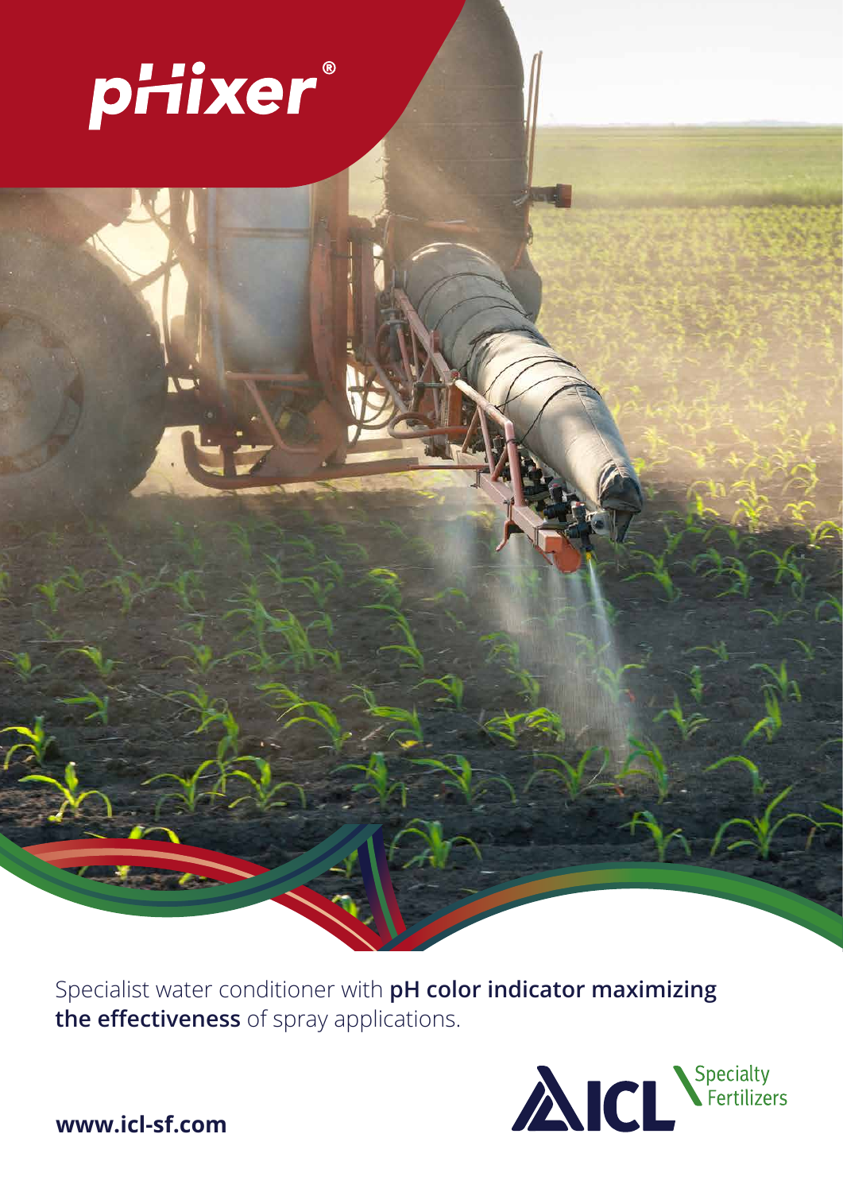# pHixer®

Specialist water conditioner with **pH color indicator maximizing the effectiveness** of spray applications.

ICL Specialty Fertilizers

**www.icl-sf.com**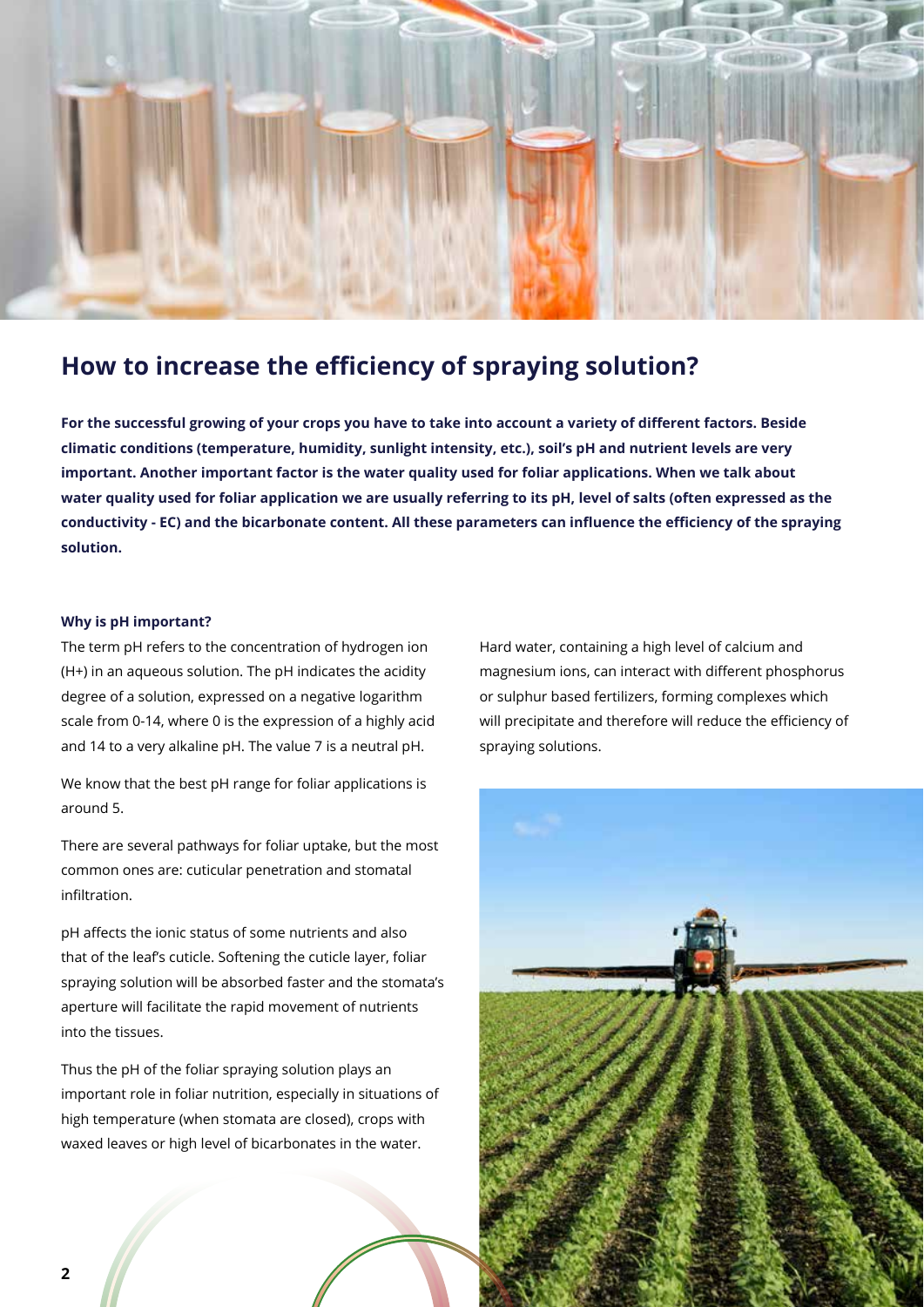## How to increase the efficiency of spraying solution?

**For the successful growing of your crops you have to take into account a variety of different factors. Beside climatic conditions (temperature, humidity, sunlight intensity, etc.), soil's pH and nutrient levels are very important. Another important factor is the water quality used for foliar applications. When we talk about water quality used for foliar application we are usually referring to its pH, level of salts (often expressed as the conductivity - EC) and the bicarbonate content. All these parameters can influence the efficiency of the spraying solution.**

#### Why is pH important?

The term pH refers to the concentration of hydrogen ion ($H^+$) in an aqueous solution. The pH indicates the acidity degree of a solution, expressed on a negative logarithm scale from 0-14, where 0 is the expression of a highly acid and 14 to a very alkaline pH. The value 7 is a neutral pH.

We know that the best pH range for foliar applications is around 5.

There are several pathways for foliar uptake, but the most common ones are: cuticular penetration and stomatal infiltration.

pH affects the ionic status of some nutrients and also that of the leaf's cuticle. Softening the cuticle layer, foliar spraying solution will be absorbed faster and the stomata's aperture will facilitate the rapid movement of nutrients into the tissues.

Thus the pH of the foliar spraying solution plays an important role in foliar nutrition, especially in situations of high temperature (when stomata are closed), crops with waxed leaves or high level of bicarbonates in the water.

Hard water, containing a high level of calcium and magnesium ions, can interact with different phosphorus or sulphur based fertilizers, forming complexes which will precipitate and therefore will reduce the efficiency of spraying solutions.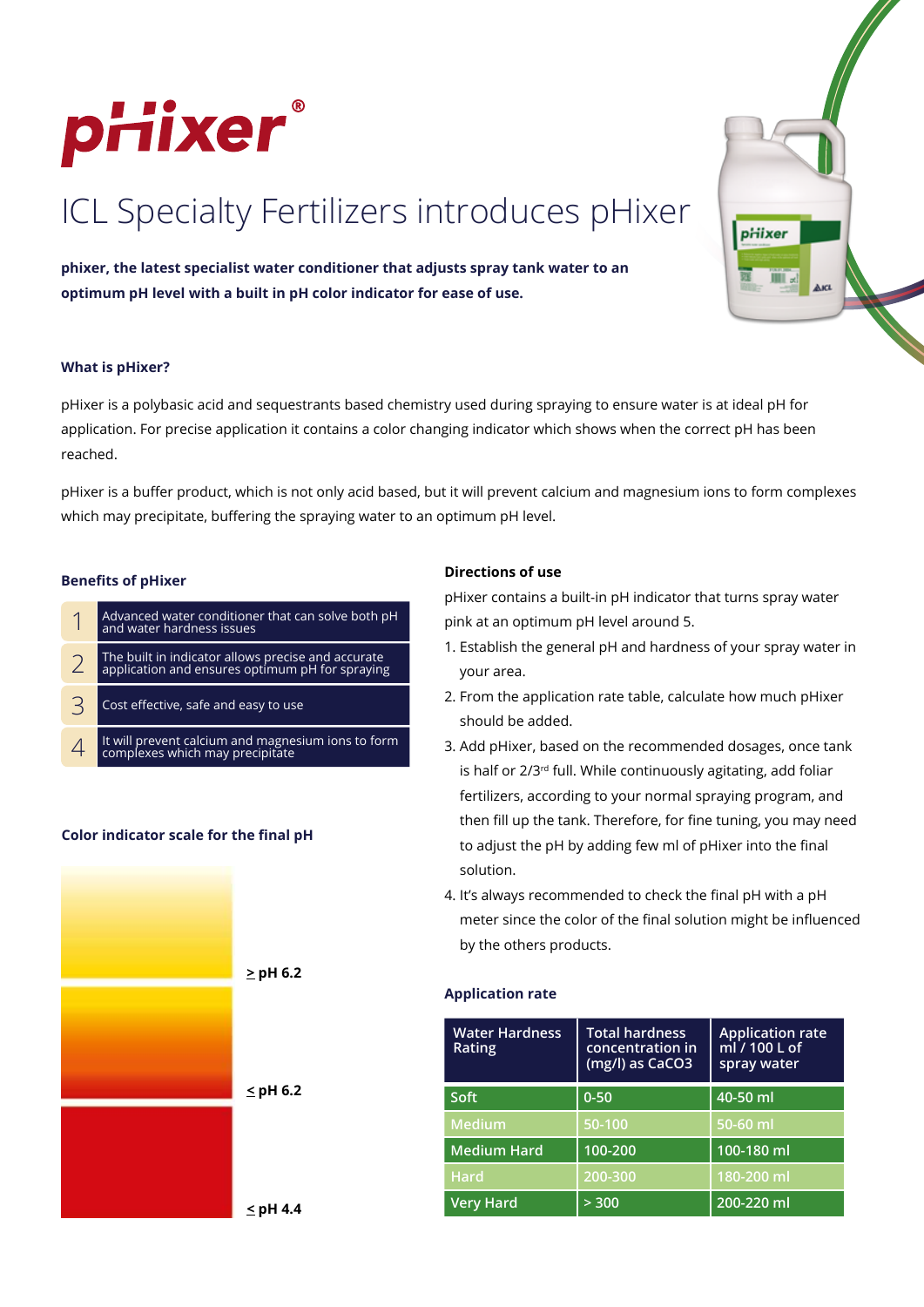# pHixer®

## ICL Specialty Fertilizers introduces pHixer

**phixer, the latest specialist water conditioner that adjusts spray tank water to an optimum pH level with a built in pH color indicator for ease of use.**

### What is pHixer?

pHixer is a polybasic acid and sequestrants based chemistry used during spraying to ensure water is at ideal pH for application. For precise application it contains a color changing indicator which shows when the correct pH has been reached.

pHixer is a buffer product, which is not only acid based, but it will prevent calcium and magnesium ions to form complexes which may precipitate, buffering the spraying water to an optimum pH level.

### Benefits of pHixer

| | |
|---|---|
| 1 | Advanced water conditioner that can solve both pH and water hardness issues |
| 2 | The built in indicator allows precise and accurate application and ensures optimum pH for spraying |
| 3 | Cost effective, safe and easy to use |
| 4 | It will prevent calcium and magnesium ions to form complexes which may precipitate |

### Color indicator scale for the final pH

≥ pH 6.2

≤ pH 6.2

≤ pH 4.4

### Directions of use

pHixer contains a built-in pH indicator that turns spray water pink at an optimum pH level around 5.

1. Establish the general pH and hardness of your spray water in your area.
2. From the application rate table, calculate how much pHixer should be added.
3. Add pHixer, based on the recommended dosages, once tank is half or 2/3rd full. While continuously agitating, add foliar fertilizers, according to your normal spraying program, and then fill up the tank. Therefore, for fine tuning, you may need to adjust the pH by adding few ml of pHixer into the final solution.
4. It's always recommended to check the final pH with a pH meter since the color of the final solution might be influenced by the others products.

### Application rate

| Water Hardness Rating | Total hardness concentration in (mg/l) as CaCO3 | Application rate ml / 100 L of spray water |
|---|---|---|
| Soft | 0-50 | 40-50 ml |
| Medium | 50-100 | 50-60 ml |
| Medium Hard | 100-200 | 100-180 ml |
| Hard | 200-300 | 180-200 ml |
| Very Hard | > 300 | 200-220 ml |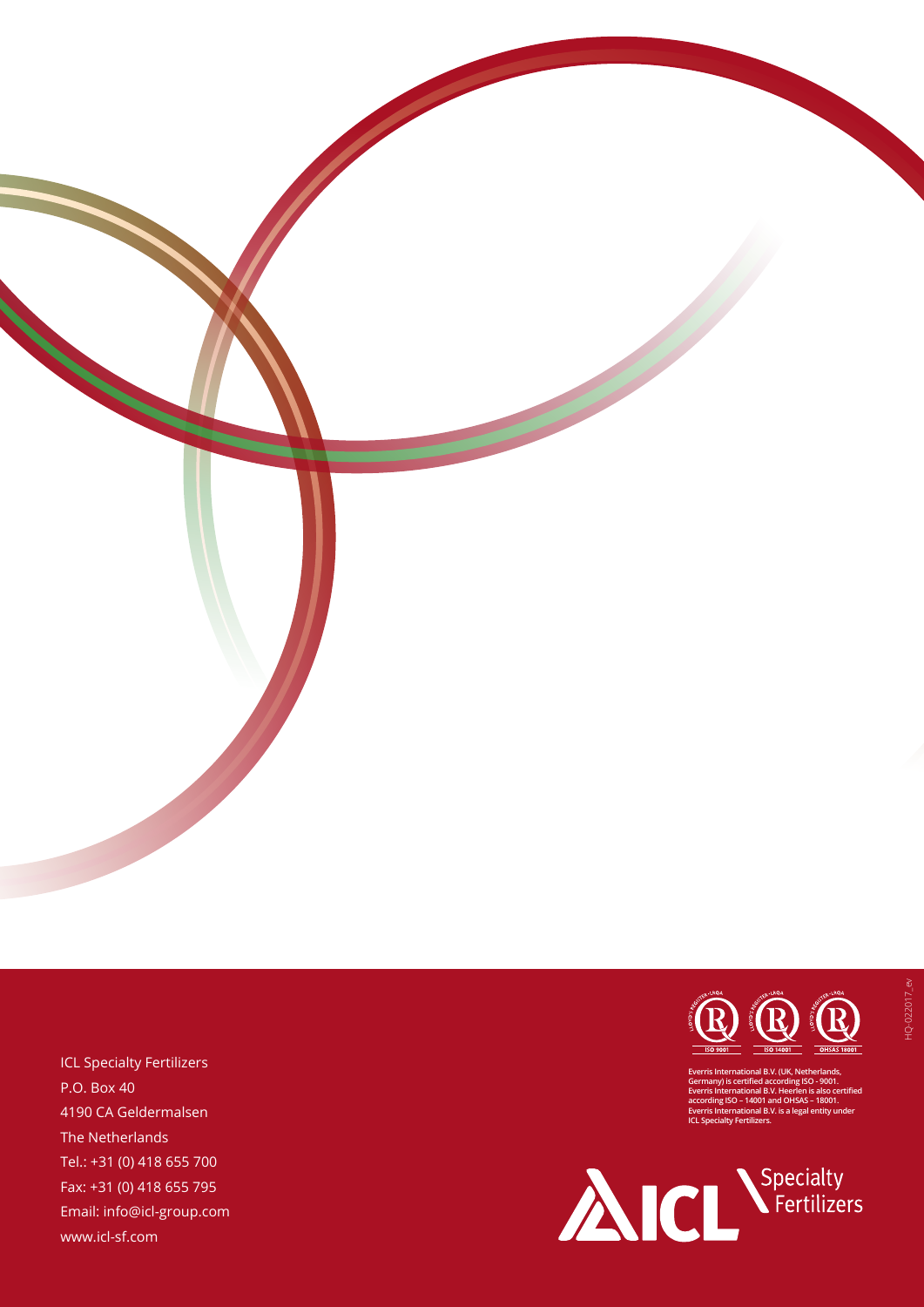ICL Specialty Fertilizers
P.O. Box 40
4190 CA Geldermalsen
The Netherlands
Tel.: +31 (0) 418 655 700
Fax: +31 (0) 418 655 795
Email: info@icl-group.com
www.icl-sf.com

ISO 9001 ISO 14001 OHSAS 18001

Everris International B.V. (UK, Netherlands, Germany) is certified according ISO - 9001. Everris International B.V. Heerlen is also certified according ISO – 14001 and OHSAS – 18001. Everris International B.V. is a legal entity under ICL Specialty Fertilizers.

ICL Specialty Fertilizers

HQ-022017_ev